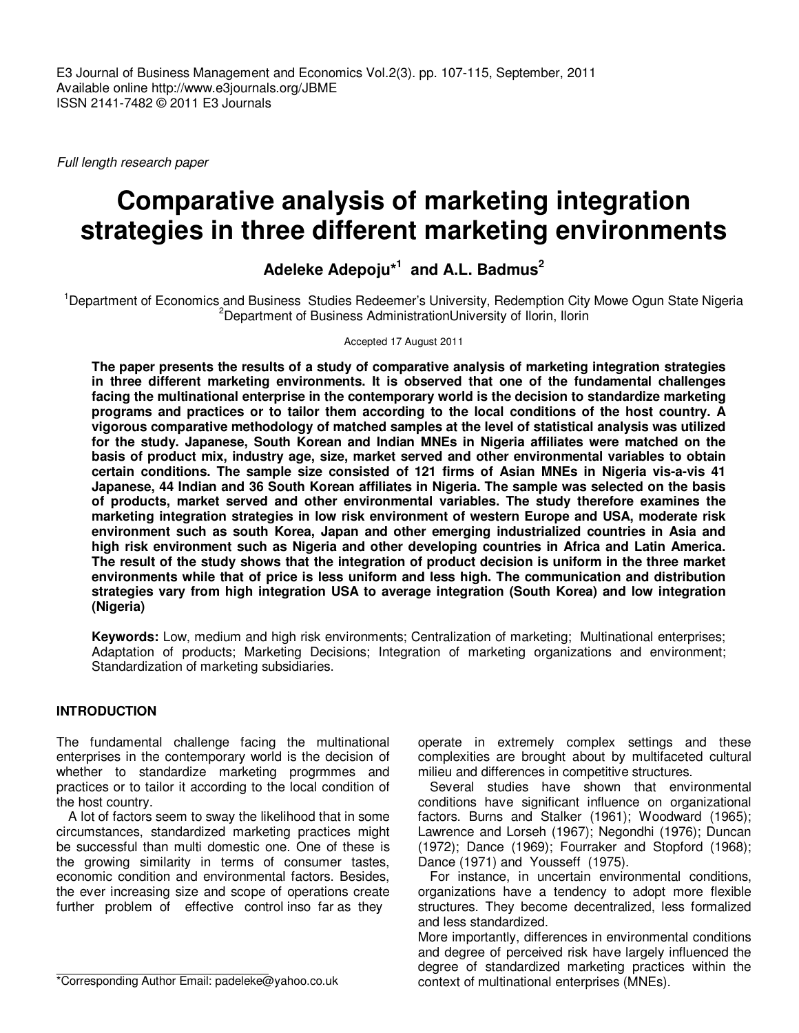E3 Journal of Business Management and Economics Vol.2(3). pp. 107-115, September, 2011
Available online http://www.e3journals.org/JBME
ISSN 2141-7482 © 2011 E3 Journals

*Full length research paper*

# Comparative analysis of marketing integration strategies in three different marketing environments

**Adeleke Adepoju*[1] and A.L. Badmus[2]**

[1]Department of Economics and Business Studies Redeemer's University, Redemption City Mowe Ogun State Nigeria
[2]Department of Business AdministrationUniversity of Ilorin, Ilorin

Accepted 17 August 2011

**The paper presents the results of a study of comparative analysis of marketing integration strategies in three different marketing environments. It is observed that one of the fundamental challenges facing the multinational enterprise in the contemporary world is the decision to standardize marketing programs and practices or to tailor them according to the local conditions of the host country. A vigorous comparative methodology of matched samples at the level of statistical analysis was utilized for the study. Japanese, South Korean and Indian MNEs in Nigeria affiliates were matched on the basis of product mix, industry age, size, market served and other environmental variables to obtain certain conditions. The sample size consisted of 121 firms of Asian MNEs in Nigeria vis-a-vis 41 Japanese, 44 Indian and 36 South Korean affiliates in Nigeria. The sample was selected on the basis of products, market served and other environmental variables. The study therefore examines the marketing integration strategies in low risk environment of western Europe and USA, moderate risk environment such as south Korea, Japan and other emerging industrialized countries in Asia and high risk environment such as Nigeria and other developing countries in Africa and Latin America. The result of the study shows that the integration of product decision is uniform in the three market environments while that of price is less uniform and less high. The communication and distribution strategies vary from high integration USA to average integration (South Korea) and low integration (Nigeria)**

**Keywords:** Low, medium and high risk environments; Centralization of marketing; Multinational enterprises; Adaptation of products; Marketing Decisions; Integration of marketing organizations and environment; Standardization of marketing subsidiaries.

## INTRODUCTION

The fundamental challenge facing the multinational enterprises in the contemporary world is the decision of whether to standardize marketing progrmmes and practices or to tailor it according to the local condition of the host country.

A lot of factors seem to sway the likelihood that in some circumstances, standardized marketing practices might be successful than multi domestic one. One of these is the growing similarity in terms of consumer tastes, economic condition and environmental factors. Besides, the ever increasing size and scope of operations create further problem of effective control inso far as they operate in extremely complex settings and these complexities are brought about by multifaceted cultural milieu and differences in competitive structures.

Several studies have shown that environmental conditions have significant influence on organizational factors. Burns and Stalker (1961); Woodward (1965); Lawrence and Lorseh (1967); Negondhi (1976); Duncan (1972); Dance (1969); Fourraker and Stopford (1968); Dance (1971) and Yousseff (1975).

For instance, in uncertain environmental conditions, organizations have a tendency to adopt more flexible structures. They become decentralized, less formalized and less standardized.

More importantly, differences in environmental conditions and degree of perceived risk have largely influenced the degree of standardized marketing practices within the context of multinational enterprises (MNEs).

*Corresponding Author Email: padeleke@yahoo.co.uk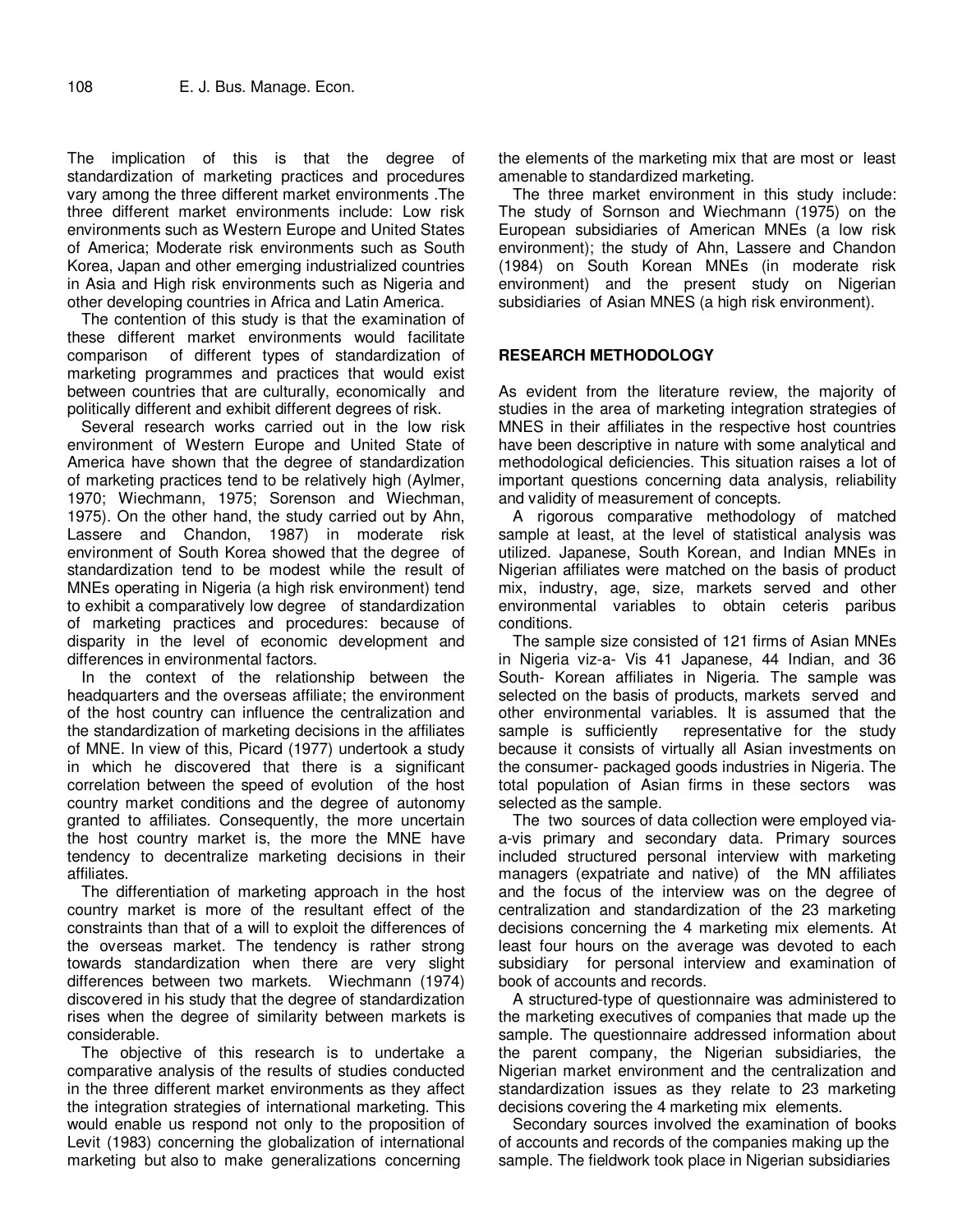The implication of this is that the degree of standardization of marketing practices and procedures vary among the three different market environments .The three different market environments include: Low risk environments such as Western Europe and United States of America; Moderate risk environments such as South Korea, Japan and other emerging industrialized countries in Asia and High risk environments such as Nigeria and other developing countries in Africa and Latin America.

The contention of this study is that the examination of these different market environments would facilitate comparison of different types of standardization of marketing programmes and practices that would exist between countries that are culturally, economically and politically different and exhibit different degrees of risk.

Several research works carried out in the low risk environment of Western Europe and United State of America have shown that the degree of standardization of marketing practices tend to be relatively high (Aylmer, 1970; Wiechmann, 1975; Sorenson and Wiechman, 1975). On the other hand, the study carried out by Ahn, Lassere and Chandon, 1987) in moderate risk environment of South Korea showed that the degree of standardization tend to be modest while the result of MNEs operating in Nigeria (a high risk environment) tend to exhibit a comparatively low degree of standardization of marketing practices and procedures: because of disparity in the level of economic development and differences in environmental factors.

In the context of the relationship between the headquarters and the overseas affiliate; the environment of the host country can influence the centralization and the standardization of marketing decisions in the affiliates of MNE. In view of this, Picard (1977) undertook a study in which he discovered that there is a significant correlation between the speed of evolution of the host country market conditions and the degree of autonomy granted to affiliates. Consequently, the more uncertain the host country market is, the more the MNE have tendency to decentralize marketing decisions in their affiliates.

The differentiation of marketing approach in the host country market is more of the resultant effect of the constraints than that of a will to exploit the differences of the overseas market. The tendency is rather strong towards standardization when there are very slight differences between two markets. Wiechmann (1974) discovered in his study that the degree of standardization rises when the degree of similarity between markets is considerable.

The objective of this research is to undertake a comparative analysis of the results of studies conducted in the three different market environments as they affect the integration strategies of international marketing. This would enable us respond not only to the proposition of Levit (1983) concerning the globalization of international marketing but also to make generalizations concerning the elements of the marketing mix that are most or least amenable to standardized marketing.

The three market environment in this study include: The study of Sornson and Wiechmann (1975) on the European subsidiaries of American MNEs (a low risk environment); the study of Ahn, Lassere and Chandon (1984) on South Korean MNEs (in moderate risk environment) and the present study on Nigerian subsidiaries of Asian MNES (a high risk environment).

## RESEARCH METHODOLOGY

As evident from the literature review, the majority of studies in the area of marketing integration strategies of MNES in their affiliates in the respective host countries have been descriptive in nature with some analytical and methodological deficiencies. This situation raises a lot of important questions concerning data analysis, reliability and validity of measurement of concepts.

A rigorous comparative methodology of matched sample at least, at the level of statistical analysis was utilized. Japanese, South Korean, and Indian MNEs in Nigerian affiliates were matched on the basis of product mix, industry, age, size, markets served and other environmental variables to obtain ceteris paribus conditions.

The sample size consisted of 121 firms of Asian MNEs in Nigeria viz-a- Vis 41 Japanese, 44 Indian, and 36 South- Korean affiliates in Nigeria. The sample was selected on the basis of products, markets served and other environmental variables. It is assumed that the sample is sufficiently representative for the study because it consists of virtually all Asian investments on the consumer- packaged goods industries in Nigeria. The total population of Asian firms in these sectors was selected as the sample.

The two sources of data collection were employed via-a-vis primary and secondary data. Primary sources included structured personal interview with marketing managers (expatriate and native) of the MN affiliates and the focus of the interview was on the degree of centralization and standardization of the 23 marketing decisions concerning the 4 marketing mix elements. At least four hours on the average was devoted to each subsidiary for personal interview and examination of book of accounts and records.

A structured-type of questionnaire was administered to the marketing executives of companies that made up the sample. The questionnaire addressed information about the parent company, the Nigerian subsidiaries, the Nigerian market environment and the centralization and standardization issues as they relate to 23 marketing decisions covering the 4 marketing mix elements.

Secondary sources involved the examination of books of accounts and records of the companies making up the sample. The fieldwork took place in Nigerian subsidiaries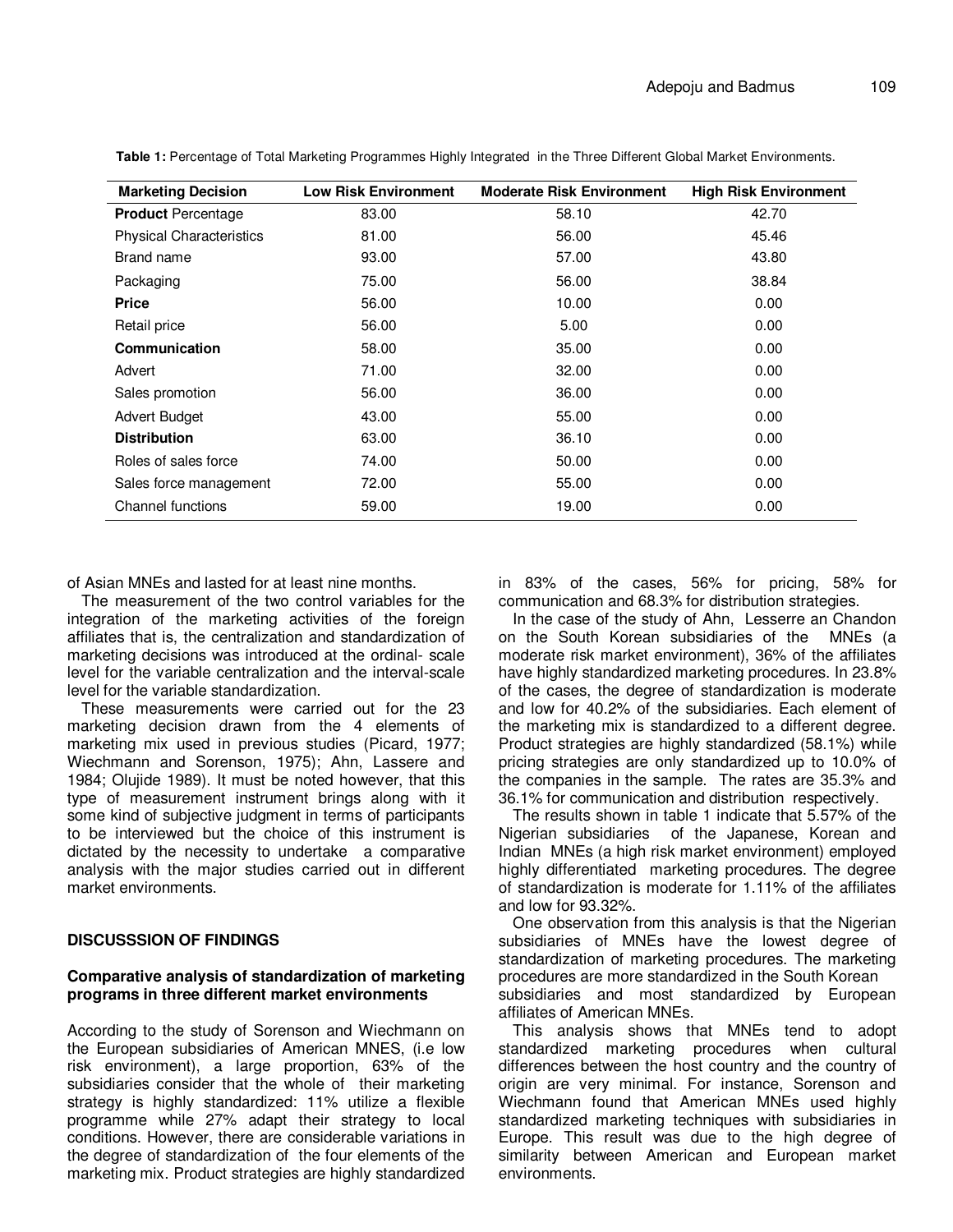**Table 1:** Percentage of Total Marketing Programmes Highly Integrated in the Three Different Global Market Environments.

| Marketing Decision | Low Risk Environment | Moderate Risk Environment | High Risk Environment |
|---|---|---|---|
| **Product** Percentage | 83.00 | 58.10 | 42.70 |
| Physical Characteristics | 81.00 | 56.00 | 45.46 |
| Brand name | 93.00 | 57.00 | 43.80 |
| Packaging | 75.00 | 56.00 | 38.84 |
| **Price** | 56.00 | 10.00 | 0.00 |
| Retail price | 56.00 | 5.00 | 0.00 |
| **Communication** | 58.00 | 35.00 | 0.00 |
| Advert | 71.00 | 32.00 | 0.00 |
| Sales promotion | 56.00 | 36.00 | 0.00 |
| Advert Budget | 43.00 | 55.00 | 0.00 |
| **Distribution** | 63.00 | 36.10 | 0.00 |
| Roles of sales force | 74.00 | 50.00 | 0.00 |
| Sales force management | 72.00 | 55.00 | 0.00 |
| Channel functions | 59.00 | 19.00 | 0.00 |

of Asian MNEs and lasted for at least nine months.

The measurement of the two control variables for the integration of the marketing activities of the foreign affiliates that is, the centralization and standardization of marketing decisions was introduced at the ordinal- scale level for the variable centralization and the interval-scale level for the variable standardization.

These measurements were carried out for the 23 marketing decision drawn from the 4 elements of marketing mix used in previous studies (Picard, 1977; Wiechmann and Sorenson, 1975); Ahn, Lassere and 1984; Olujide 1989). It must be noted however, that this type of measurement instrument brings along with it some kind of subjective judgment in terms of participants to be interviewed but the choice of this instrument is dictated by the necessity to undertake a comparative analysis with the major studies carried out in different market environments.

## DISCUSSSION OF FINDINGS

### Comparative analysis of standardization of marketing programs in three different market environments

According to the study of Sorenson and Wiechmann on the European subsidiaries of American MNES, (i.e low risk environment), a large proportion, 63% of the subsidiaries consider that the whole of their marketing strategy is highly standardized: 11% utilize a flexible programme while 27% adapt their strategy to local conditions. However, there are considerable variations in the degree of standardization of the four elements of the marketing mix. Product strategies are highly standardized in 83% of the cases, 56% for pricing, 58% for communication and 68.3% for distribution strategies.

In the case of the study of Ahn, Lesserre an Chandon on the South Korean subsidiaries of the MNEs (a moderate risk market environment), 36% of the affiliates have highly standardized marketing procedures. In 23.8% of the cases, the degree of standardization is moderate and low for 40.2% of the subsidiaries. Each element of the marketing mix is standardized to a different degree. Product strategies are highly standardized (58.1%) while pricing strategies are only standardized up to 10.0% of the companies in the sample. The rates are 35.3% and 36.1% for communication and distribution respectively.

The results shown in table 1 indicate that 5.57% of the Nigerian subsidiaries of the Japanese, Korean and Indian MNEs (a high risk market environment) employed highly differentiated marketing procedures. The degree of standardization is moderate for 1.11% of the affiliates and low for 93.32%.

One observation from this analysis is that the Nigerian subsidiaries of MNEs have the lowest degree of standardization of marketing procedures. The marketing procedures are more standardized in the South Korean subsidiaries and most standardized by European affiliates of American MNEs.

This analysis shows that MNEs tend to adopt standardized marketing procedures when cultural differences between the host country and the country of origin are very minimal. For instance, Sorenson and Wiechmann found that American MNEs used highly standardized marketing techniques with subsidiaries in Europe. This result was due to the high degree of similarity between American and European market environments.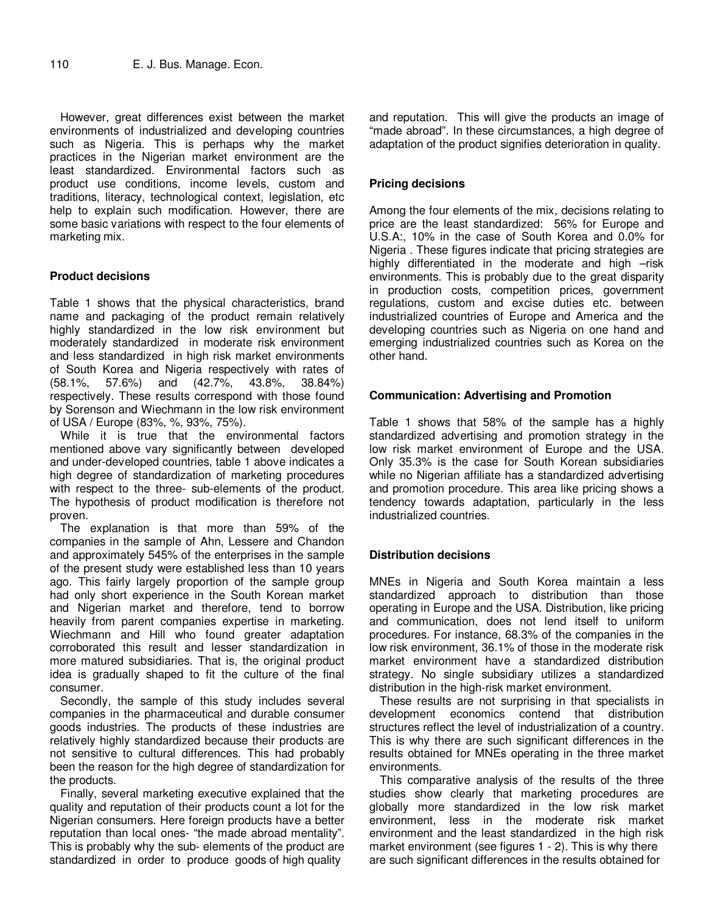However, great differences exist between the market environments of industrialized and developing countries such as Nigeria. This is perhaps why the market practices in the Nigerian market environment are the least standardized. Environmental factors such as product use conditions, income levels, custom and traditions, literacy, technological context, legislation, etc help to explain such modification. However, there are some basic variations with respect to the four elements of marketing mix.

### Product decisions

Table 1 shows that the physical characteristics, brand name and packaging of the product remain relatively highly standardized in the low risk environment but moderately standardized in moderate risk environment and less standardized in high risk market environments of South Korea and Nigeria respectively with rates of (58.1%, 57.6%) and (42.7%, 43.8%, 38.84%) respectively. These results correspond with those found by Sorenson and Wiechmann in the low risk environment of USA / Europe (83%, %, 93%, 75%).

While it is true that the environmental factors mentioned above vary significantly between developed and under-developed countries, table 1 above indicates a high degree of standardization of marketing procedures with respect to the three- sub-elements of the product. The hypothesis of product modification is therefore not proven.

The explanation is that more than 59% of the companies in the sample of Ahn, Lessere and Chandon and approximately 545% of the enterprises in the sample of the present study were established less than 10 years ago. This fairly largely proportion of the sample group had only short experience in the South Korean market and Nigerian market and therefore, tend to borrow heavily from parent companies expertise in marketing. Wiechmann and Hill who found greater adaptation corroborated this result and lesser standardization in more matured subsidiaries. That is, the original product idea is gradually shaped to fit the culture of the final consumer.

Secondly, the sample of this study includes several companies in the pharmaceutical and durable consumer goods industries. The products of these industries are relatively highly standardized because their products are not sensitive to cultural differences. This had probably been the reason for the high degree of standardization for the products.

Finally, several marketing executive explained that the quality and reputation of their products count a lot for the Nigerian consumers. Here foreign products have a better reputation than local ones- "the made abroad mentality". This is probably why the sub- elements of the product are standardized in order to produce goods of high quality and reputation. This will give the products an image of "made abroad". In these circumstances, a high degree of adaptation of the product signifies deterioration in quality.

### Pricing decisions

Among the four elements of the mix, decisions relating to price are the least standardized: 56% for Europe and U.S.A:, 10% in the case of South Korea and 0.0% for Nigeria . These figures indicate that pricing strategies are highly differentiated in the moderate and high –risk environments. This is probably due to the great disparity in production costs, competition prices, government regulations, custom and excise duties etc. between industrialized countries of Europe and America and the developing countries such as Nigeria on one hand and emerging industrialized countries such as Korea on the other hand.

### Communication: Advertising and Promotion

Table 1 shows that 58% of the sample has a highly standardized advertising and promotion strategy in the low risk market environment of Europe and the USA. Only 35.3% is the case for South Korean subsidiaries while no Nigerian affiliate has a standardized advertising and promotion procedure. This area like pricing shows a tendency towards adaptation, particularly in the less industrialized countries.

### Distribution decisions

MNEs in Nigeria and South Korea maintain a less standardized approach to distribution than those operating in Europe and the USA. Distribution, like pricing and communication, does not lend itself to uniform procedures. For instance, 68.3% of the companies in the low risk environment, 36.1% of those in the moderate risk market environment have a standardized distribution strategy. No single subsidiary utilizes a standardized distribution in the high-risk market environment.

These results are not surprising in that specialists in development economics contend that distribution structures reflect the level of industrialization of a country. This is why there are such significant differences in the results obtained for MNEs operating in the three market environments.

This comparative analysis of the results of the three studies show clearly that marketing procedures are globally more standardized in the low risk market environment, less in the moderate risk market environment and the least standardized in the high risk market environment (see figures 1 - 2). This is why there are such significant differences in the results obtained for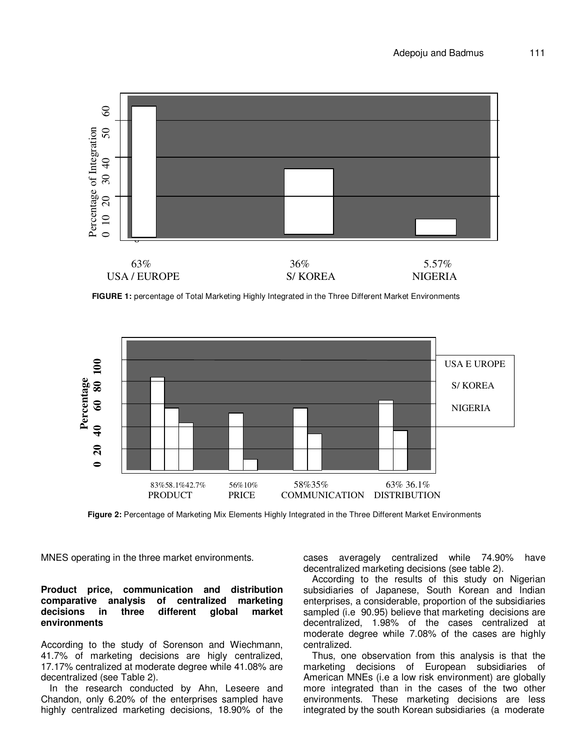63% USA / EUROPE 36% S/ KOREA 5.57% NIGERIA

**FIGURE 1:** percentage of Total Marketing Highly Integrated in the Three Different Market Environments

83%58.1%42.7% PRODUCT 56%10% PRICE 58%35% COMMUNICATION 63% 36.1% DISTRIBUTION

**Figure 2:** Percentage of Marketing Mix Elements Highly Integrated in the Three Different Market Environments

MNES operating in the three market environments.

**Product price, communication and distribution comparative analysis of centralized marketing decisions in three different global market environments**

According to the study of Sorenson and Wiechmann, 41.7% of marketing decisions are higly centralized, 17.17% centralized at moderate degree while 41.08% are decentralized (see Table 2).

In the research conducted by Ahn, Leseere and Chandon, only 6.20% of the enterprises sampled have highly centralized marketing decisions, 18.90% of the cases averagely centralized while 74.90% have decentralized marketing decisions (see table 2).

According to the results of this study on Nigerian subsidiaries of Japanese, South Korean and Indian enterprises, a considerable, proportion of the subsidiaries sampled (i.e 90.95) believe that marketing decisions are decentralized, 1.98% of the cases centralized at moderate degree while 7.08% of the cases are highly centralized.

Thus, one observation from this analysis is that the marketing decisions of European subsidiaries of American MNEs (i.e a low risk environment) are globally more integrated than in the cases of the two other environments. These marketing decisions are less integrated by the south Korean subsidiaries (a moderate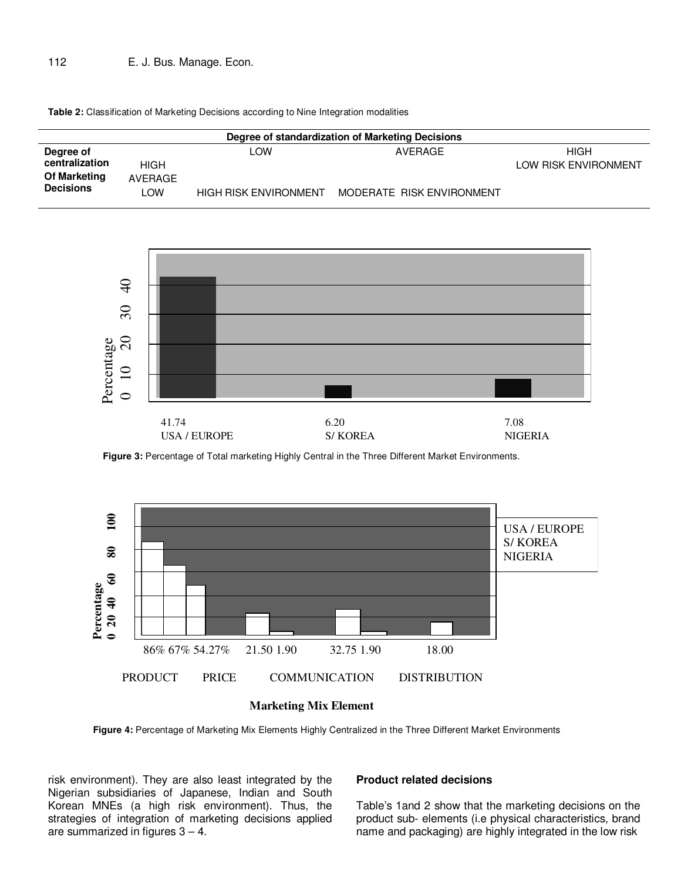**Table 2:** Classification of Marketing Decisions according to Nine Integration modalities

| Degree of centralization Of Marketing Decisions | | Degree of standardization of Marketing Decisions | | |
|---|---|---|---|---|
| | | LOW | AVERAGE | HIGH |
| | HIGH | | | LOW RISK ENVIRONMENT |
| | AVERAGE | | | |
| | LOW | HIGH RISK ENVIRONMENT | MODERATE RISK ENVIRONMENT | |

| | USA / EUROPE | S/ KOREA | NIGERIA |
|---|---|---|---|
| Percentage | 41.74 | 6.20 | 7.08 |

**Figure 3:** Percentage of Total marketing Highly Central in the Three Different Market Environments.

| Marketing Mix Element | USA / EUROPE | S/ KOREA | NIGERIA |
|---|---|---|---|
| PRODUCT | 86% | 67% | 54.27% |
| PRICE | 21.50 | 1.90 | |
| COMMUNICATION | 32.75 | 1.90 | |
| DISTRIBUTION | 18.00 | | |

**Figure 4:** Percentage of Marketing Mix Elements Highly Centralized in the Three Different Market Environments

risk environment). They are also least integrated by the Nigerian subsidiaries of Japanese, Indian and South Korean MNEs (a high risk environment). Thus, the strategies of integration of marketing decisions applied are summarized in figures 3 – 4.

### Product related decisions

Table's 1and 2 show that the marketing decisions on the product sub- elements (i.e physical characteristics, brand name and packaging) are highly integrated in the low risk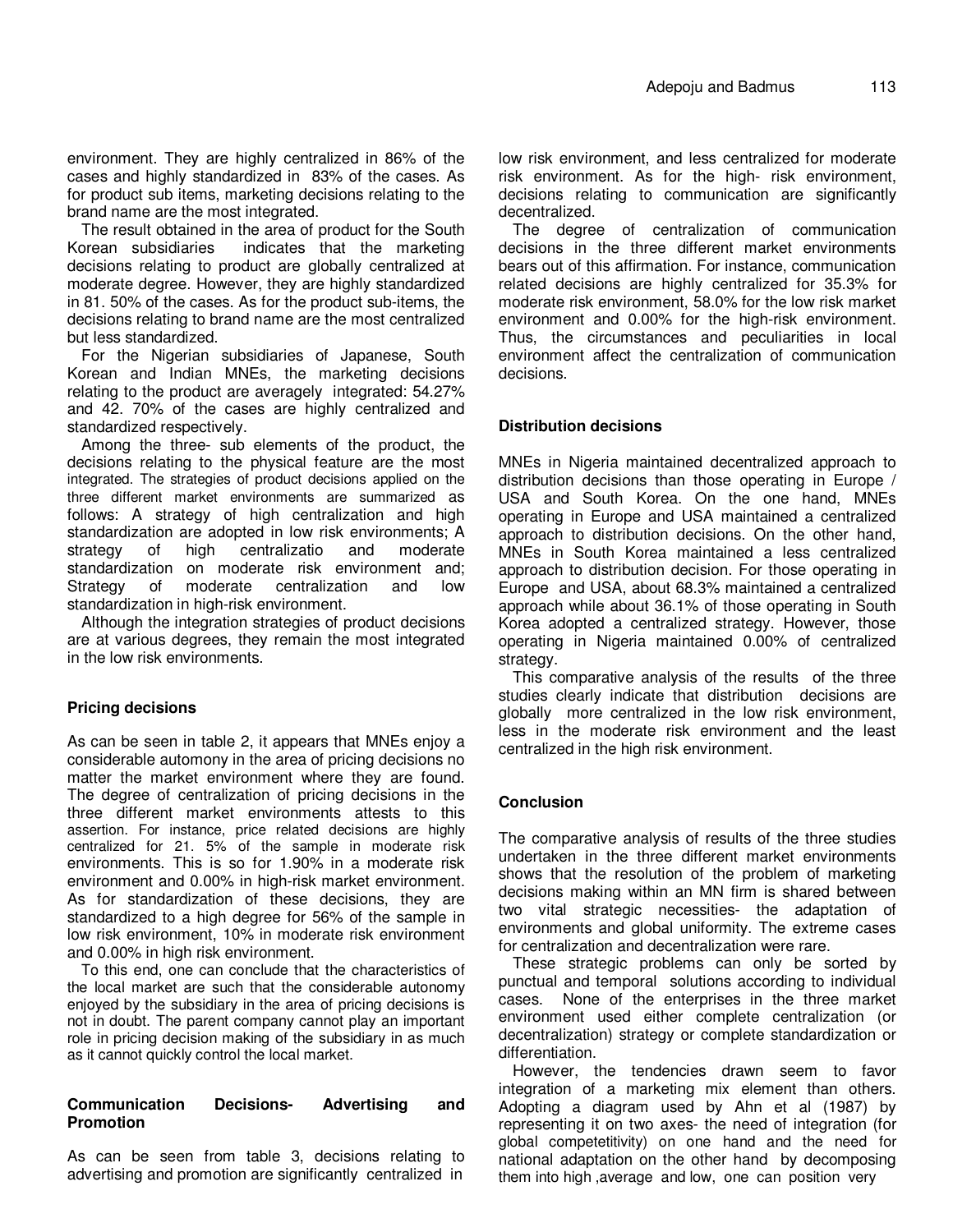environment. They are highly centralized in 86% of the cases and highly standardized in 83% of the cases. As for product sub items, marketing decisions relating to the brand name are the most integrated.

The result obtained in the area of product for the South Korean subsidiaries indicates that the marketing decisions relating to product are globally centralized at moderate degree. However, they are highly standardized in 81. 50% of the cases. As for the product sub-items, the decisions relating to brand name are the most centralized but less standardized.

For the Nigerian subsidiaries of Japanese, South Korean and Indian MNEs, the marketing decisions relating to the product are averagely integrated: 54.27% and 42. 70% of the cases are highly centralized and standardized respectively.

Among the three- sub elements of the product, the decisions relating to the physical feature are the most integrated. The strategies of product decisions applied on the three different market environments are summarized as follows: A strategy of high centralization and high standardization are adopted in low risk environments; A strategy of high centralizatio and moderate standardization on moderate risk environment and; Strategy of moderate centralization and low standardization in high-risk environment.

Although the integration strategies of product decisions are at various degrees, they remain the most integrated in the low risk environments.

## Pricing decisions

As can be seen in table 2, it appears that MNEs enjoy a considerable automony in the area of pricing decisions no matter the market environment where they are found. The degree of centralization of pricing decisions in the three different market environments attests to this assertion. For instance, price related decisions are highly centralized for 21. 5% of the sample in moderate risk environments. This is so for 1.90% in a moderate risk environment and 0.00% in high-risk market environment. As for standardization of these decisions, they are standardized to a high degree for 56% of the sample in low risk environment, 10% in moderate risk environment and 0.00% in high risk environment.

To this end, one can conclude that the characteristics of the local market are such that the considerable autonomy enjoyed by the subsidiary in the area of pricing decisions is not in doubt. The parent company cannot play an important role in pricing decision making of the subsidiary in as much as it cannot quickly control the local market.

## Communication Decisions- Advertising and Promotion

As can be seen from table 3, decisions relating to advertising and promotion are significantly centralized in low risk environment, and less centralized for moderate risk environment. As for the high- risk environment, decisions relating to communication are significantly decentralized.

The degree of centralization of communication decisions in the three different market environments bears out of this affirmation. For instance, communication related decisions are highly centralized for 35.3% for moderate risk environment, 58.0% for the low risk market environment and 0.00% for the high-risk environment. Thus, the circumstances and peculiarities in local environment affect the centralization of communication decisions.

## Distribution decisions

MNEs in Nigeria maintained decentralized approach to distribution decisions than those operating in Europe / USA and South Korea. On the one hand, MNEs operating in Europe and USA maintained a centralized approach to distribution decisions. On the other hand, MNEs in South Korea maintained a less centralized approach to distribution decision. For those operating in Europe and USA, about 68.3% maintained a centralized approach while about 36.1% of those operating in South Korea adopted a centralized strategy. However, those operating in Nigeria maintained 0.00% of centralized strategy.

This comparative analysis of the results of the three studies clearly indicate that distribution decisions are globally more centralized in the low risk environment, less in the moderate risk environment and the least centralized in the high risk environment.

## Conclusion

The comparative analysis of results of the three studies undertaken in the three different market environments shows that the resolution of the problem of marketing decisions making within an MN firm is shared between two vital strategic necessities- the adaptation of environments and global uniformity. The extreme cases for centralization and decentralization were rare.

These strategic problems can only be sorted by punctual and temporal solutions according to individual cases. None of the enterprises in the three market environment used either complete centralization (or decentralization) strategy or complete standardization or differentiation.

However, the tendencies drawn seem to favor integration of a marketing mix element than others. Adopting a diagram used by Ahn et al (1987) by representing it on two axes- the need of integration (for global competetitivity) on one hand and the need for national adaptation on the other hand by decomposing them into high ,average and low, one can position very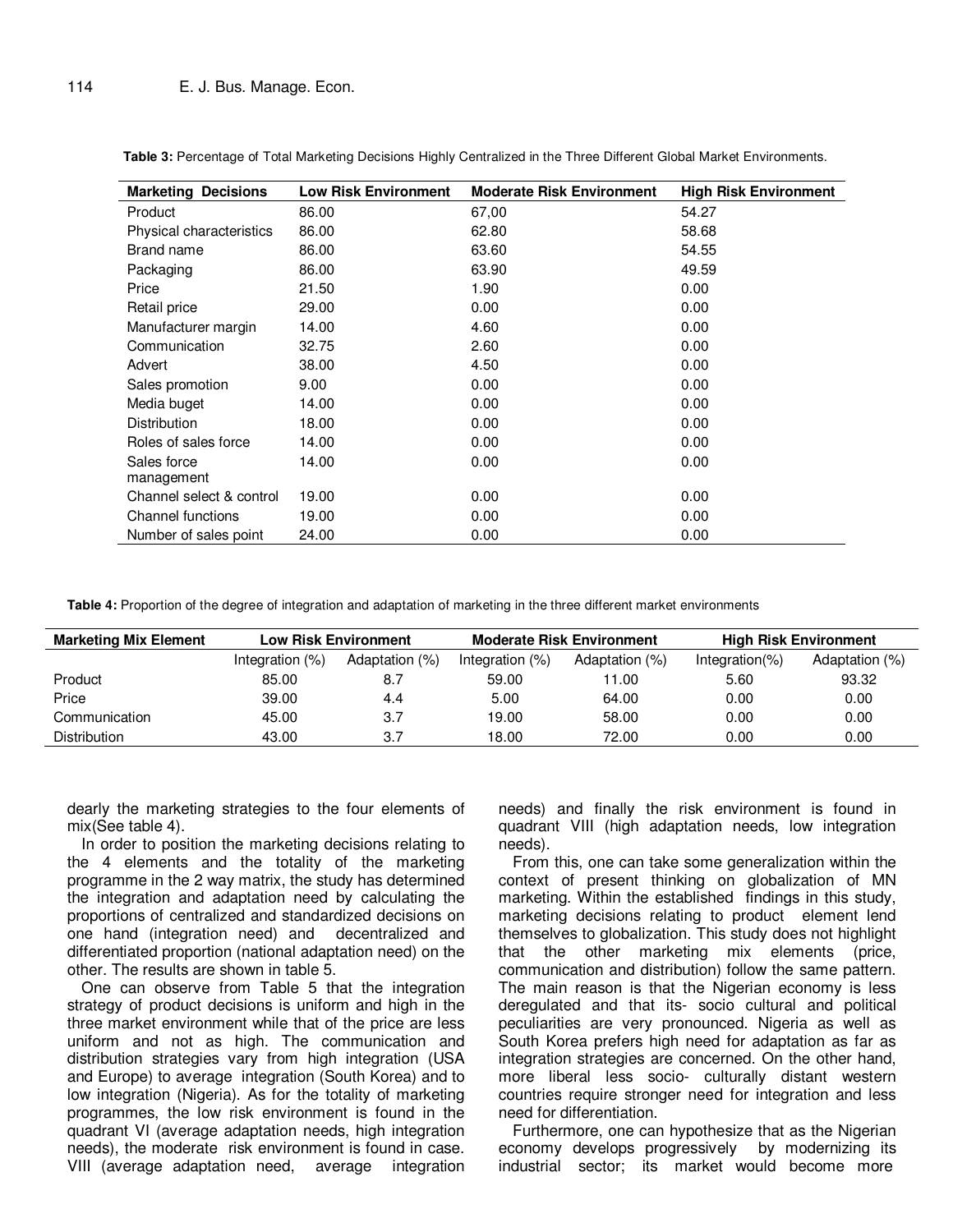**Table 3:** Percentage of Total Marketing Decisions Highly Centralized in the Three Different Global Market Environments.

| Marketing Decisions | Low Risk Environment | Moderate Risk Environment | High Risk Environment |
|---|---|---|---|
| Product | 86.00 | 67,00 | 54.27 |
| Physical characteristics | 86.00 | 62.80 | 58.68 |
| Brand name | 86.00 | 63.60 | 54.55 |
| Packaging | 86.00 | 63.90 | 49.59 |
| Price | 21.50 | 1.90 | 0.00 |
| Retail price | 29.00 | 0.00 | 0.00 |
| Manufacturer margin | 14.00 | 4.60 | 0.00 |
| Communication | 32.75 | 2.60 | 0.00 |
| Advert | 38.00 | 4.50 | 0.00 |
| Sales promotion | 9.00 | 0.00 | 0.00 |
| Media buget | 14.00 | 0.00 | 0.00 |
| Distribution | 18.00 | 0.00 | 0.00 |
| Roles of sales force | 14.00 | 0.00 | 0.00 |
| Sales force management | 14.00 | 0.00 | 0.00 |
| Channel select & control | 19.00 | 0.00 | 0.00 |
| Channel functions | 19.00 | 0.00 | 0.00 |
| Number of sales point | 24.00 | 0.00 | 0.00 |

**Table 4:** Proportion of the degree of integration and adaptation of marketing in the three different market environments

| Marketing Mix Element | Low Risk Environment | | Moderate Risk Environment | | High Risk Environment | |
|---|---|---|---|---|---|---|
| | Integration (%) | Adaptation (%) | Integration (%) | Adaptation (%) | Integration(%) | Adaptation (%) |
| Product | 85.00 | 8.7 | 59.00 | 11.00 | 5.60 | 93.32 |
| Price | 39.00 | 4.4 | 5.00 | 64.00 | 0.00 | 0.00 |
| Communication | 45.00 | 3.7 | 19.00 | 58.00 | 0.00 | 0.00 |
| Distribution | 43.00 | 3.7 | 18.00 | 72.00 | 0.00 | 0.00 |

dearly the marketing strategies to the four elements of mix(See table 4).

In order to position the marketing decisions relating to the 4 elements and the totality of the marketing programme in the 2 way matrix, the study has determined the integration and adaptation need by calculating the proportions of centralized and standardized decisions on one hand (integration need) and decentralized and differentiated proportion (national adaptation need) on the other. The results are shown in table 5.

One can observe from Table 5 that the integration strategy of product decisions is uniform and high in the three market environment while that of the price are less uniform and not as high. The communication and distribution strategies vary from high integration (USA and Europe) to average integration (South Korea) and to low integration (Nigeria). As for the totality of marketing programmes, the low risk environment is found in the quadrant VI (average adaptation needs, high integration needs), the moderate risk environment is found in case. VIII (average adaptation need, average integration needs) and finally the risk environment is found in quadrant VIII (high adaptation needs, low integration needs).

From this, one can take some generalization within the context of present thinking on globalization of MN marketing. Within the established findings in this study, marketing decisions relating to product element lend themselves to globalization. This study does not highlight that the other marketing mix elements (price, communication and distribution) follow the same pattern. The main reason is that the Nigerian economy is less deregulated and that its- socio cultural and political peculiarities are very pronounced. Nigeria as well as South Korea prefers high need for adaptation as far as integration strategies are concerned. On the other hand, more liberal less socio- culturally distant western countries require stronger need for integration and less need for differentiation.

Furthermore, one can hypothesize that as the Nigerian economy develops progressively by modernizing its industrial sector; its market would become more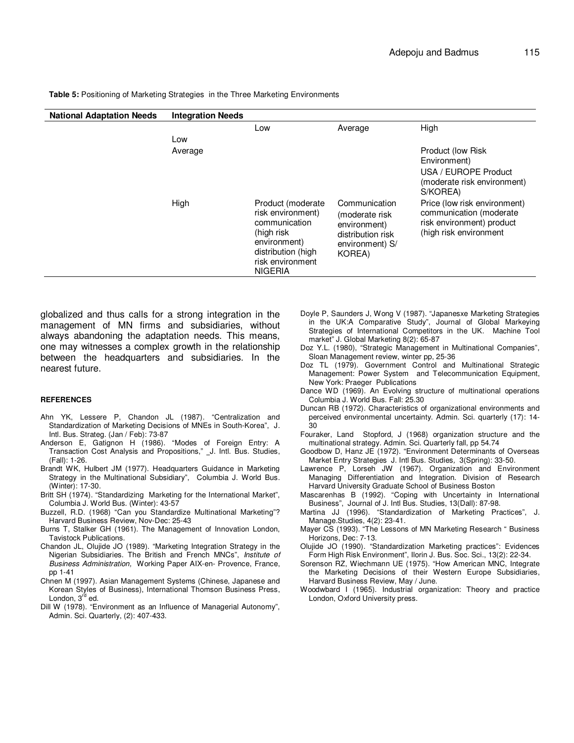**Table 5:** Positioning of Marketing Strategies in the Three Marketing Environments

| National Adaptation Needs | Integration Needs | | | |
|---|---|---|---|---|
| | | Low | Average | High |
| | Low | | | |
| | Average | | | Product (low Risk Environment) USA / EUROPE Product (moderate risk environment) S/KOREA) |
| | High | Product (moderate risk environment) communication (high risk environment) distribution (high risk environment NIGERIA | Communication (moderate risk environment) distribution risk environment) S/ KOREA) | Price (low risk environment) communication (moderate risk environment) product (high risk environment |

globalized and thus calls for a strong integration in the management of MN firms and subsidiaries, without always abandoning the adaptation needs. This means, one may witnesses a complex growth in the relationship between the headquarters and subsidiaries. In the nearest future.

#### REFERENCES

- Ahn YK, Lessere P, Chandon JL (1987). "Centralization and Standardization of Marketing Decisions of MNEs in South-Korea", J. Intl. Bus. Strateg. (Jan / Feb): 73-87
- Anderson E, Gatignon H (1986). "Modes of Foreign Entry: A Transaction Cost Analysis and Propositions," _J. Intl. Bus. Studies, (Fall): 1-26.
- Brandt WK, Hulbert JM (1977). Headquarters Guidance in Marketing Strategy in the Multinational Subsidiary", Columbia J. World Bus. (Winter): 17-30.
- Britt SH (1974). "Standardizing Marketing for the International Market", Columbia J. World Bus. (Winter): 43-57
- Buzzell, R.D. (1968) "Can you Standardize Multinational Marketing"? Harvard Business Review, Nov-Dec: 25-43
- Burns T, Stalker GH (1961). The Management of Innovation London, Tavistock Publications.
- Chandon JL, Olujide JO (1989). "Marketing Integration Strategy in the Nigerian Subsidiaries. The British and French MNCs", *Institute of Business Administration,* Working Paper AIX-en- Provence, France, pp 1-41
- Chnen M (1997). Asian Management Systems (Chinese, Japanese and Korean Styles of Business), International Thomson Business Press, London, 3rd ed.
- Dill W (1978). "Environment as an Influence of Managerial Autonomy", Admin. Sci. Quarterly, (2): 407-433.
- Doyle P, Saunders J, Wong V (1987). "Japanesxe Marketing Strategies in the UK:A Comparative Study", Journal of Global Markeying Strategies of International Competitors in the UK. Machine Tool market" J. Global Marketing 8(2): 65-87
- Doz Y.L. (1980), "Strategic Management in Multinational Companies", Sloan Management review, winter pp, 25-36
- Doz TL (1979). Government Control and Multinational Strategic Management: Power System and Telecommunication Equipment, New York: Praeger Publications
- Dance WD (1969). An Evolving structure of multinational operations Columbia J. World Bus. Fall: 25.30
- Duncan RB (1972). Characteristics of organizational environments and perceived environmental uncertainty. Admin. Sci. quarterly (17): 14-30
- Fouraker, Land Stopford, J (1968) organization structure and the multinational strategy. Admin. Sci. Quarterly fall, pp 54.74
- Goodbow D, Hanz JE (1972). "Environment Determinants of Overseas Market Entry Strategies J. Intl Bus. Studies*,* 3(Spring): 33-50.
- Lawrence P, Lorseh JW (1967). Organization and Environment Managing Differentiation and Integration. Division of Research Harvard University Graduate School of Business Boston
- Mascarenhas B (1992). "Coping with Uncertainty in International Business", Journal of J. Intl Bus. Studies, 13(Dall): 87-98.
- Martina JJ (1996). "Standardization of Marketing Practices", J. Manage.Studies, 4(2): 23-41.
- Mayer CS (1993). "The Lessons of MN Marketing Research " Business Horizons, Dec: 7-13.
- Olujide JO (1990). "Standardization Marketing practices": Evidences Form High Risk Environment", Ilorin J. Bus. Soc. Sci., 13(2): 22-34.
- Sorenson RZ, Wiechmann UE (1975). "How American MNC, Integrate the Marketing Decisions of their Western Europe Subsidiaries, Harvard Business Review, May / June.
- Woodwbard I (1965). Industrial organization: Theory and practice London, Oxford University press.